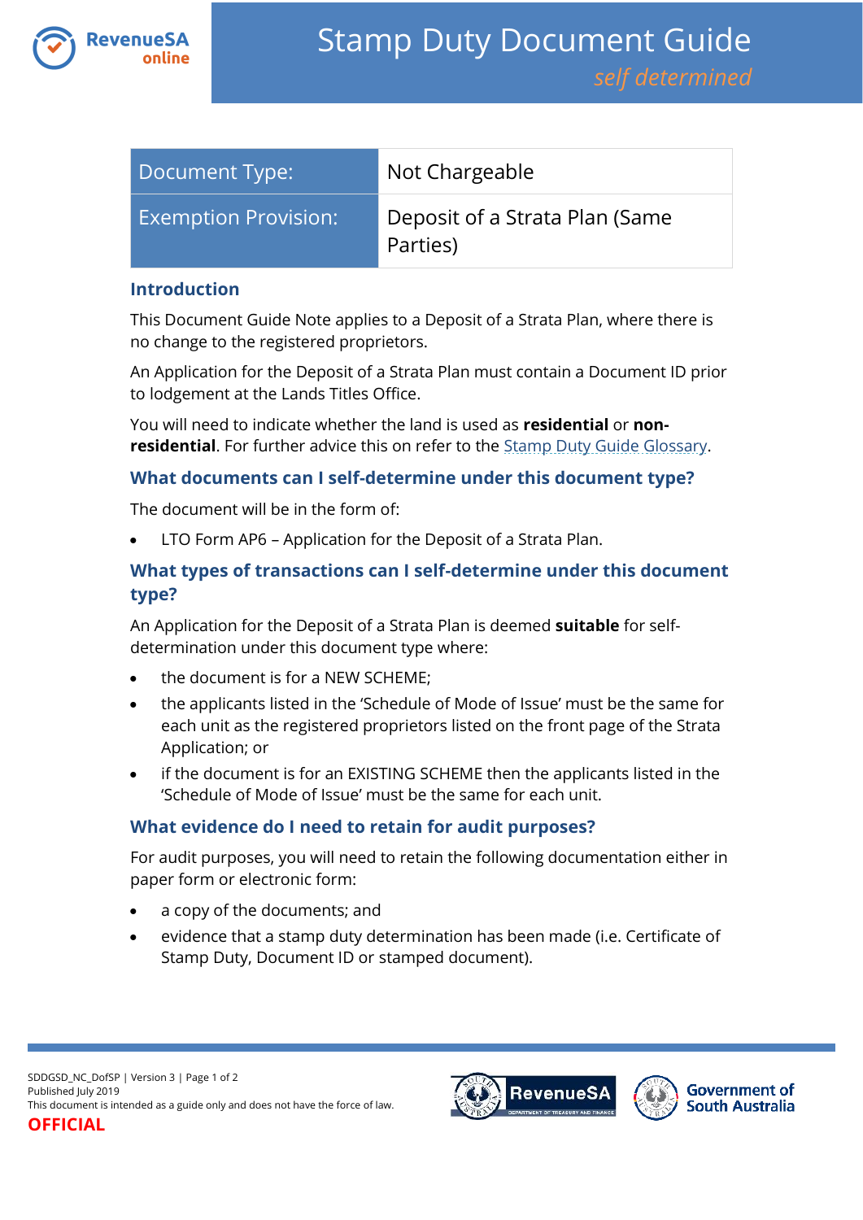# Stamp Duty Document Guide

*self determined*

| Document Type: | Not Chargeable |
|---|---|
| Exemption Provision: | Deposit of a Strata Plan (Same Parties) |

## Introduction

This Document Guide Note applies to a Deposit of a Strata Plan, where there is no change to the registered proprietors.

An Application for the Deposit of a Strata Plan must contain a Document ID prior to lodgement at the Lands Titles Office.

You will need to indicate whether the land is used as **residential** or **non-residential**. For further advice this on refer to the Stamp Duty Guide Glossary.

## What documents can I self-determine under this document type?

The document will be in the form of:

- LTO Form AP6 – Application for the Deposit of a Strata Plan.

## What types of transactions can I self-determine under this document type?

An Application for the Deposit of a Strata Plan is deemed **suitable** for self-determination under this document type where:

- the document is for a NEW SCHEME;
- the applicants listed in the 'Schedule of Mode of Issue' must be the same for each unit as the registered proprietors listed on the front page of the Strata Application; or
- if the document is for an EXISTING SCHEME then the applicants listed in the 'Schedule of Mode of Issue' must be the same for each unit.

## What evidence do I need to retain for audit purposes?

For audit purposes, you will need to retain the following documentation either in paper form or electronic form:

- a copy of the documents; and
- evidence that a stamp duty determination has been made (i.e. Certificate of Stamp Duty, Document ID or stamped document).

SDDGSD_NC_DofSP | Version 3
Published July 2019
This document is intended as a guide only and does not have the force of law.
**OFFICIAL**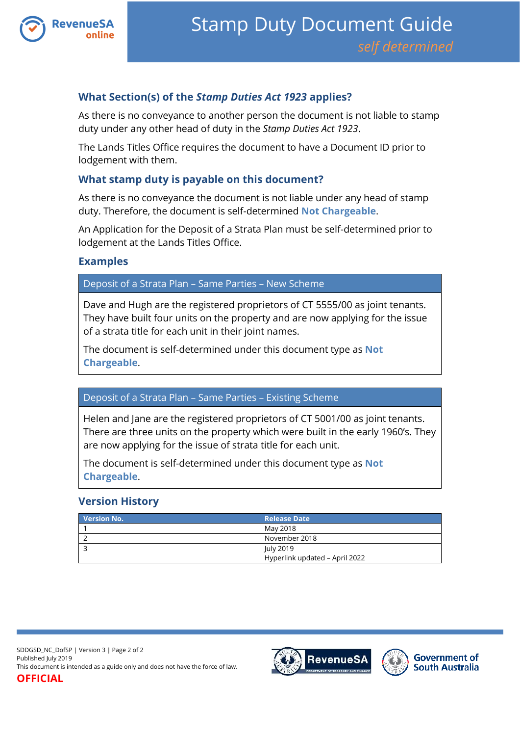## What Section(s) of the *Stamp Duties Act 1923* applies?

As there is no conveyance to another person the document is not liable to stamp duty under any other head of duty in the *Stamp Duties Act 1923*.

The Lands Titles Office requires the document to have a Document ID prior to lodgement with them.

## What stamp duty is payable on this document?

As there is no conveyance the document is not liable under any head of stamp duty. Therefore, the document is self-determined **Not Chargeable**.

An Application for the Deposit of a Strata Plan must be self-determined prior to lodgement at the Lands Titles Office.

## Examples

### Deposit of a Strata Plan – Same Parties – New Scheme

Dave and Hugh are the registered proprietors of CT 5555/00 as joint tenants. They have built four units on the property and are now applying for the issue of a strata title for each unit in their joint names.

The document is self-determined under this document type as **Not Chargeable**.

### Deposit of a Strata Plan – Same Parties – Existing Scheme

Helen and Jane are the registered proprietors of CT 5001/00 as joint tenants. There are three units on the property which were built in the early 1960's. They are now applying for the issue of strata title for each unit.

The document is self-determined under this document type as **Not Chargeable**.

## Version History

| Version No. | Release Date |
|---|---|
| 1 | May 2018 |
| 2 | November 2018 |
| 3 | July 2019<br>Hyperlink updated – April 2022 |

SDDGSD_NC_DofSP | Version 3
Published July 2019
This document is intended as a guide only and does not have the force of law.
OFFICIAL